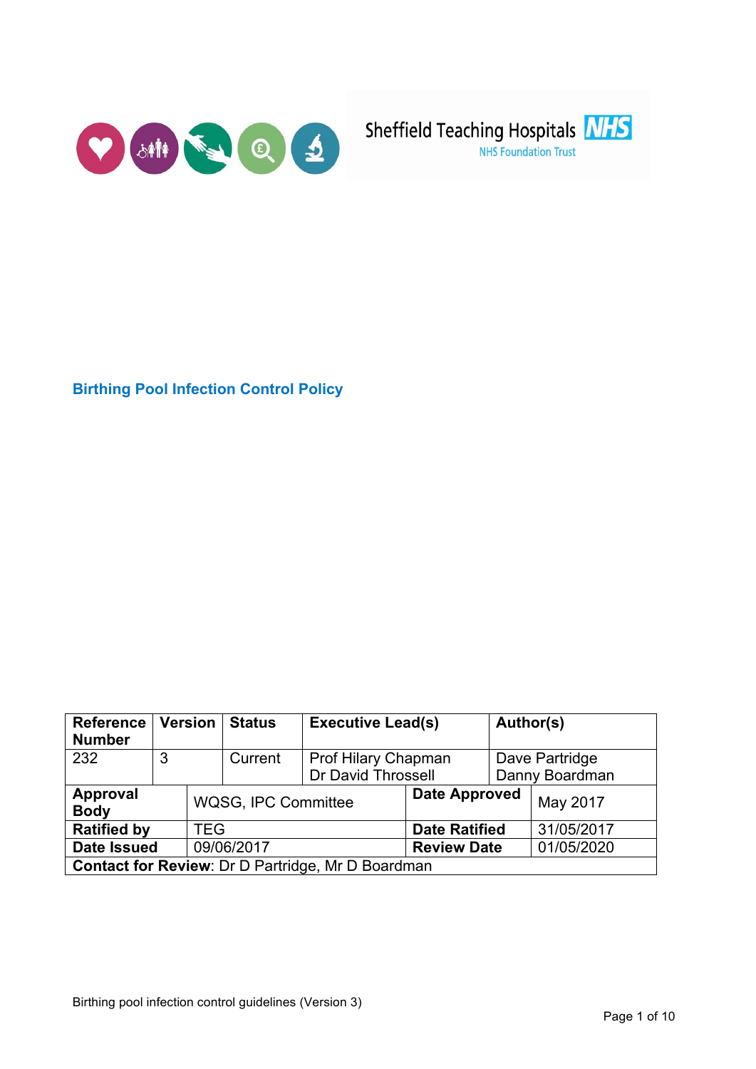Sheffield Teaching Hospitals NHS Foundation Trust

# Birthing Pool Infection Control Policy

| Reference Number | Version | Status | Executive Lead(s) | Author(s) |
|---|---|---|---|---|
| 232 | 3 | Current | Prof Hilary Chapman<br>Dr David Throssell | Dave Partridge<br>Danny Boardman |
| **Approval Body** | WQSG, IPC Committee | | **Date Approved** | May 2017 |
| **Ratified by** | TEG | | **Date Ratified** | 31/05/2017 |
| **Date Issued** | 09/06/2017 | | **Review Date** | 01/05/2020 |
| **Contact for Review**: Dr D Partridge, Mr D Boardman | | | | |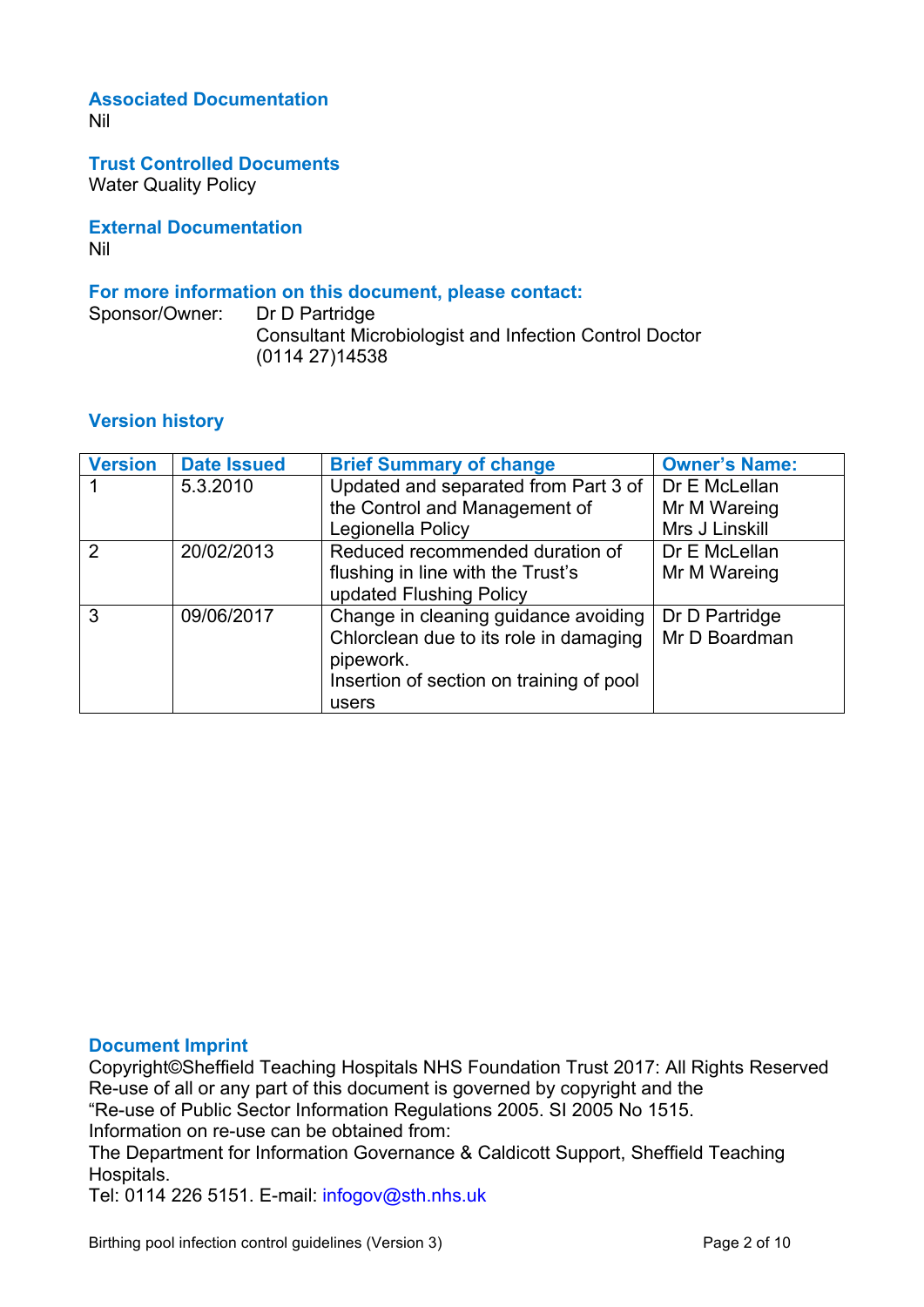## Associated Documentation

Nil

## Trust Controlled Documents

Water Quality Policy

## External Documentation

Nil

## For more information on this document, please contact:

Sponsor/Owner: Dr D Partridge
Consultant Microbiologist and Infection Control Doctor
(0114 27)14538

## Version history

| Version | Date Issued | Brief Summary of change | Owner's Name: |
|---|---|---|---|
| 1 | 5.3.2010 | Updated and separated from Part 3 of the Control and Management of Legionella Policy | Dr E McLellan<br>Mr M Wareing<br>Mrs J Linskill |
| 2 | 20/02/2013 | Reduced recommended duration of flushing in line with the Trust's updated Flushing Policy | Dr E McLellan<br>Mr M Wareing |
| 3 | 09/06/2017 | Change in cleaning guidance avoiding Chlorclean due to its role in damaging pipework.<br>Insertion of section on training of pool users | Dr D Partridge<br>Mr D Boardman |

## Document Imprint

Copyright©Sheffield Teaching Hospitals NHS Foundation Trust 2017: All Rights Reserved
Re-use of all or any part of this document is governed by copyright and the "Re-use of Public Sector Information Regulations 2005. SI 2005 No 1515.
Information on re-use can be obtained from:
The Department for Information Governance & Caldicott Support, Sheffield Teaching Hospitals.
Tel: 0114 226 5151. E-mail: infogov@sth.nhs.uk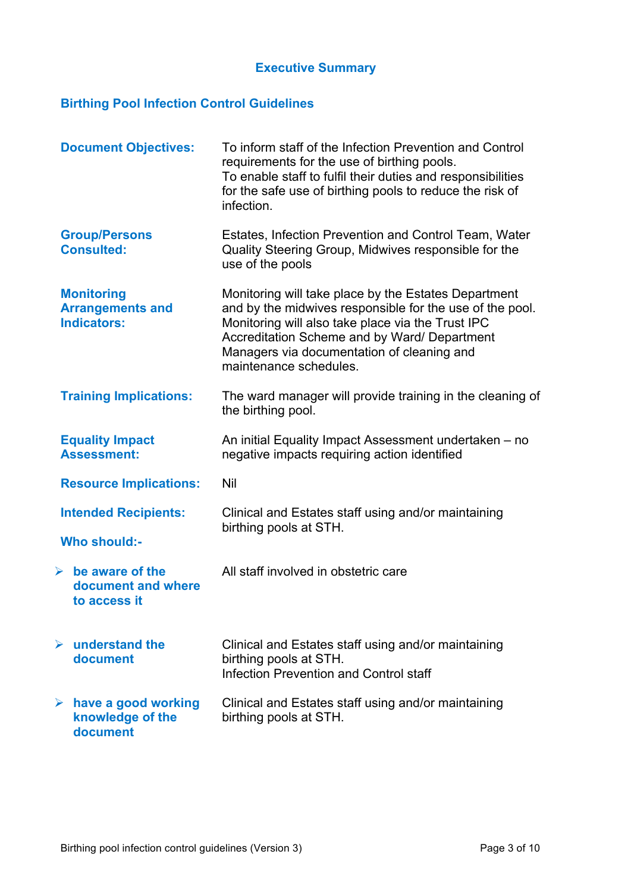# Executive Summary

## Birthing Pool Infection Control Guidelines

| | |
|---|---|
| **Document Objectives:** | To inform staff of the Infection Prevention and Control requirements for the use of birthing pools.<br>To enable staff to fulfil their duties and responsibilities for the safe use of birthing pools to reduce the risk of infection. |
| **Group/Persons Consulted:** | Estates, Infection Prevention and Control Team, Water Quality Steering Group, Midwives responsible for the use of the pools |
| **Monitoring Arrangements and Indicators:** | Monitoring will take place by the Estates Department and by the midwives responsible for the use of the pool. Monitoring will also take place via the Trust IPC Accreditation Scheme and by Ward/ Department Managers via documentation of cleaning and maintenance schedules. |
| **Training Implications:** | The ward manager will provide training in the cleaning of the birthing pool. |
| **Equality Impact Assessment:** | An initial Equality Impact Assessment undertaken – no negative impacts requiring action identified |
| **Resource Implications:** | Nil |
| **Intended Recipients:** | Clinical and Estates staff using and/or maintaining birthing pools at STH. |
| **Who should:-** | |
| ➢ **be aware of the document and where to access it** | All staff involved in obstetric care |
| ➢ **understand the document** | Clinical and Estates staff using and/or maintaining birthing pools at STH.<br>Infection Prevention and Control staff |
| ➢ **have a good working knowledge of the document** | Clinical and Estates staff using and/or maintaining birthing pools at STH. |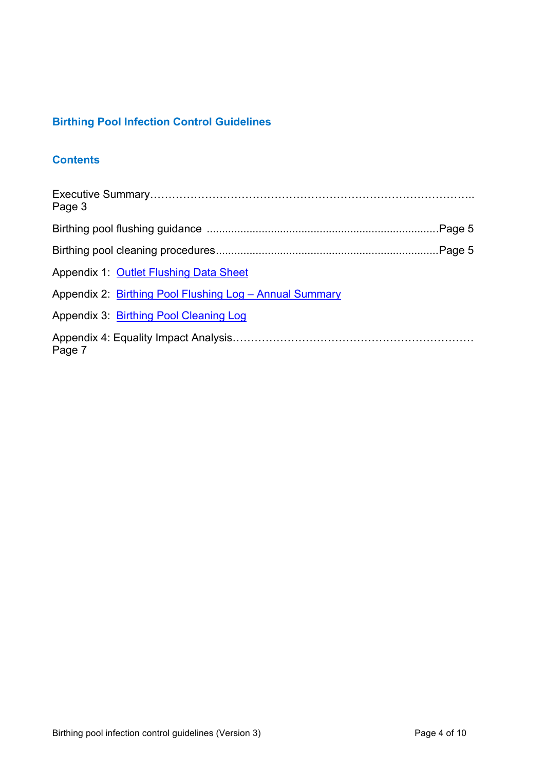## Birthing Pool Infection Control Guidelines

## Contents

Executive Summary…………………………………………………………………………….. Page 3

Birthing pool flushing guidance ..........................................................................Page 5

Birthing pool cleaning procedures.......................................................................Page 5

Appendix 1: Outlet Flushing Data Sheet

Appendix 2: Birthing Pool Flushing Log – Annual Summary

Appendix 3: Birthing Pool Cleaning Log

Appendix 4: Equality Impact Analysis……………………………………………………… Page 7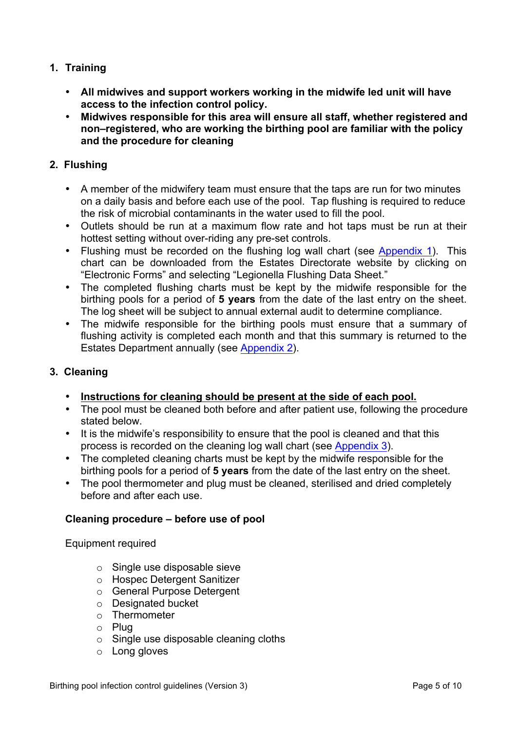## 1. Training

- **All midwives and support workers working in the midwife led unit will have access to the infection control policy.**
- **Midwives responsible for this area will ensure all staff, whether registered and non–registered, who are working the birthing pool are familiar with the policy and the procedure for cleaning**

## 2. Flushing

- A member of the midwifery team must ensure that the taps are run for two minutes on a daily basis and before each use of the pool. Tap flushing is required to reduce the risk of microbial contaminants in the water used to fill the pool.
- Outlets should be run at a maximum flow rate and hot taps must be run at their hottest setting without over-riding any pre-set controls.
- Flushing must be recorded on the flushing log wall chart (see Appendix 1). This chart can be downloaded from the Estates Directorate website by clicking on "Electronic Forms" and selecting "Legionella Flushing Data Sheet."
- The completed flushing charts must be kept by the midwife responsible for the birthing pools for a period of **5 years** from the date of the last entry on the sheet. The log sheet will be subject to annual external audit to determine compliance.
- The midwife responsible for the birthing pools must ensure that a summary of flushing activity is completed each month and that this summary is returned to the Estates Department annually (see Appendix 2).

## 3. Cleaning

- **<u>Instructions for cleaning should be present at the side of each pool.</u>**
- The pool must be cleaned both before and after patient use, following the procedure stated below.
- It is the midwife's responsibility to ensure that the pool is cleaned and that this process is recorded on the cleaning log wall chart (see Appendix 3).
- The completed cleaning charts must be kept by the midwife responsible for the birthing pools for a period of **5 years** from the date of the last entry on the sheet.
- The pool thermometer and plug must be cleaned, sterilised and dried completely before and after each use.

### Cleaning procedure – before use of pool

Equipment required

- Single use disposable sieve
- Hospec Detergent Sanitizer
- General Purpose Detergent
- Designated bucket
- Thermometer
- Plug
- Single use disposable cleaning cloths
- Long gloves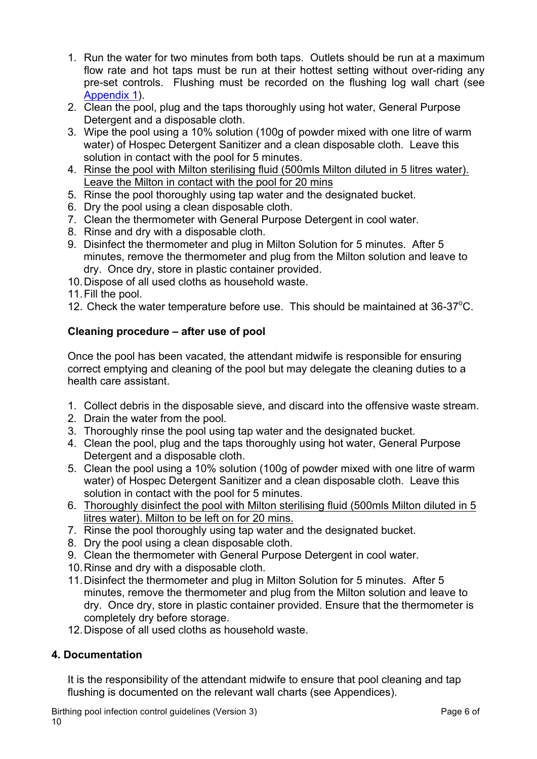1. Run the water for two minutes from both taps. Outlets should be run at a maximum flow rate and hot taps must be run at their hottest setting without over-riding any pre-set controls. Flushing must be recorded on the flushing log wall chart (see Appendix 1).
2. Clean the pool, plug and the taps thoroughly using hot water, General Purpose Detergent and a disposable cloth.
3. Wipe the pool using a 10% solution (100g of powder mixed with one litre of warm water) of Hospec Detergent Sanitizer and a clean disposable cloth. Leave this solution in contact with the pool for 5 minutes.
4. <u>Rinse the pool with Milton sterilising fluid (500mls Milton diluted in 5 litres water). Leave the Milton in contact with the pool for 20 mins</u>
5. Rinse the pool thoroughly using tap water and the designated bucket.
6. Dry the pool using a clean disposable cloth.
7. Clean the thermometer with General Purpose Detergent in cool water.
8. Rinse and dry with a disposable cloth.
9. Disinfect the thermometer and plug in Milton Solution for 5 minutes. After 5 minutes, remove the thermometer and plug from the Milton solution and leave to dry. Once dry, store in plastic container provided.
10. Dispose of all used cloths as household waste.
11. Fill the pool.
12. Check the water temperature before use. This should be maintained at 36-37°C.

**Cleaning procedure – after use of pool**

Once the pool has been vacated, the attendant midwife is responsible for ensuring correct emptying and cleaning of the pool but may delegate the cleaning duties to a health care assistant.

1. Collect debris in the disposable sieve, and discard into the offensive waste stream.
2. Drain the water from the pool.
3. Thoroughly rinse the pool using tap water and the designated bucket.
4. Clean the pool, plug and the taps thoroughly using hot water, General Purpose Detergent and a disposable cloth.
5. Clean the pool using a 10% solution (100g of powder mixed with one litre of warm water) of Hospec Detergent Sanitizer and a clean disposable cloth. Leave this solution in contact with the pool for 5 minutes.
6. <u>Thoroughly disinfect the pool with Milton sterilising fluid (500mls Milton diluted in 5 litres water). Milton to be left on for 20 mins.</u>
7. Rinse the pool thoroughly using tap water and the designated bucket.
8. Dry the pool using a clean disposable cloth.
9. Clean the thermometer with General Purpose Detergent in cool water.
10. Rinse and dry with a disposable cloth.
11. Disinfect the thermometer and plug in Milton Solution for 5 minutes. After 5 minutes, remove the thermometer and plug from the Milton solution and leave to dry. Once dry, store in plastic container provided. Ensure that the thermometer is completely dry before storage.
12. Dispose of all used cloths as household waste.

## 4. Documentation

It is the responsibility of the attendant midwife to ensure that pool cleaning and tap flushing is documented on the relevant wall charts (see Appendices).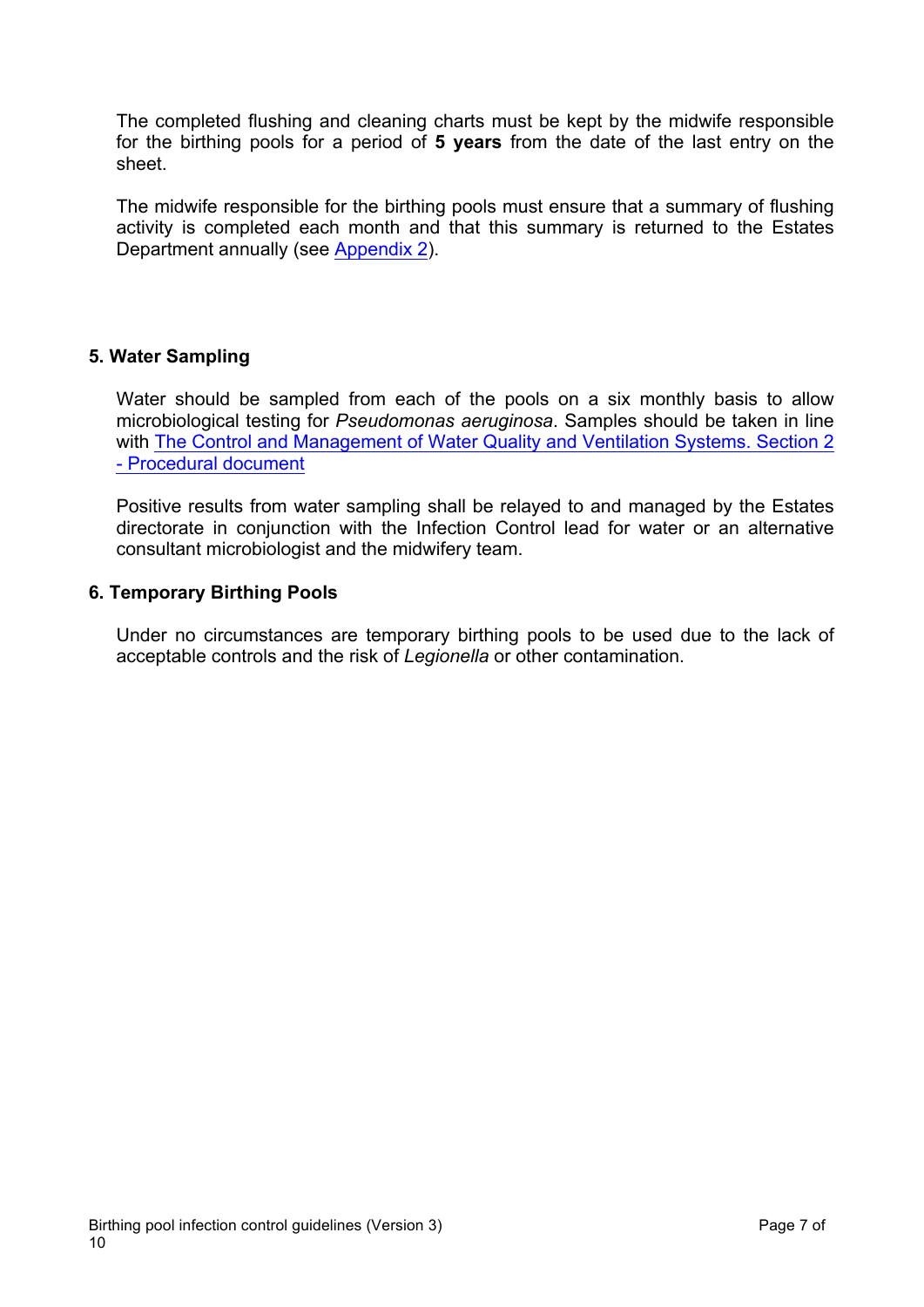The completed flushing and cleaning charts must be kept by the midwife responsible for the birthing pools for a period of **5 years** from the date of the last entry on the sheet.

The midwife responsible for the birthing pools must ensure that a summary of flushing activity is completed each month and that this summary is returned to the Estates Department annually (see Appendix 2).

## 5. Water Sampling

Water should be sampled from each of the pools on a six monthly basis to allow microbiological testing for *Pseudomonas aeruginosa*. Samples should be taken in line with The Control and Management of Water Quality and Ventilation Systems. Section 2 - Procedural document

Positive results from water sampling shall be relayed to and managed by the Estates directorate in conjunction with the Infection Control lead for water or an alternative consultant microbiologist and the midwifery team.

## 6. Temporary Birthing Pools

Under no circumstances are temporary birthing pools to be used due to the lack of acceptable controls and the risk of *Legionella* or other contamination.